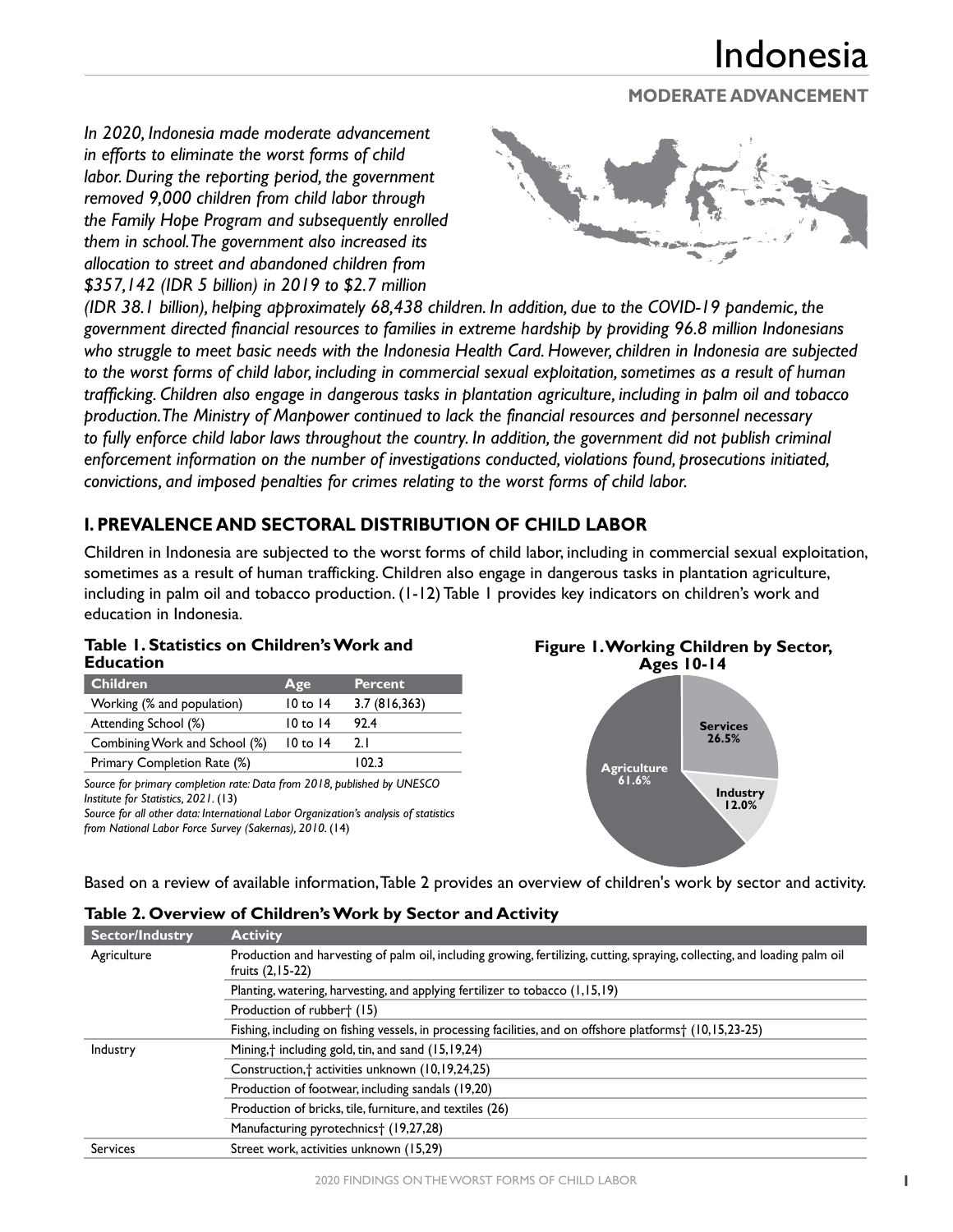# Indonesia

**MODERATE ADVANCEMENT**

*In 2020, Indonesia made moderate advancement in efforts to eliminate the worst forms of child labor. During the reporting period, the government removed 9,000 children from child labor through the Family Hope Program and subsequently enrolled them in school. The government also increased its allocation to street and abandoned children from $357,142 (IDR 5 billion) in 2019 to $2.7 million (IDR 38.1 billion), helping approximately 68,438 children. In addition, due to the COVID-19 pandemic, the government directed financial resources to families in extreme hardship by providing 96.8 million Indonesians who struggle to meet basic needs with the Indonesia Health Card. However, children in Indonesia are subjected to the worst forms of child labor, including in commercial sexual exploitation, sometimes as a result of human trafficking. Children also engage in dangerous tasks in plantation agriculture, including in palm oil and tobacco production. The Ministry of Manpower continued to lack the financial resources and personnel necessary to fully enforce child labor laws throughout the country. In addition, the government did not publish criminal enforcement information on the number of investigations conducted, violations found, prosecutions initiated, convictions, and imposed penalties for crimes relating to the worst forms of child labor.*

## I. PREVALENCE AND SECTORAL DISTRIBUTION OF CHILD LABOR

Children in Indonesia are subjected to the worst forms of child labor, including in commercial sexual exploitation, sometimes as a result of human trafficking. Children also engage in dangerous tasks in plantation agriculture, including in palm oil and tobacco production. (1-12) Table 1 provides key indicators on children's work and education in Indonesia.

**Table 1. Statistics on Children's Work and Education**

| Children | Age | Percent |
|---|---|---|
| Working (% and population) | 10 to 14 | 3.7 (816,363) |
| Attending School (%) | 10 to 14 | 92.4 |
| Combining Work and School (%) | 10 to 14 | 2.1 |
| Primary Completion Rate (%) | | 102.3 |

*Source for primary completion rate: Data from 2018, published by UNESCO Institute for Statistics, 2021.* (13)
*Source for all other data: International Labor Organization's analysis of statistics from National Labor Force Survey (Sakernas), 2010.* (14)

**Figure 1. Working Children by Sector, Ages 10-14**

Services 26.5%
Industry 12.0%
Agriculture 61.6%

Based on a review of available information, Table 2 provides an overview of children's work by sector and activity.

**Table 2. Overview of Children's Work by Sector and Activity**

| Sector/Industry | Activity |
|---|---|
| Agriculture | Production and harvesting of palm oil, including growing, fertilizing, cutting, spraying, collecting, and loading palm oil fruits (2,15-22) |
| | Planting, watering, harvesting, and applying fertilizer to tobacco (1,15,19) |
| | Production of rubber† (15) |
| | Fishing, including on fishing vessels, in processing facilities, and on offshore platforms† (10,15,23-25) |
| Industry | Mining,† including gold, tin, and sand (15,19,24) |
| | Construction,† activities unknown (10,19,24,25) |
| | Production of footwear, including sandals (19,20) |
| | Production of bricks, tile, furniture, and textiles (26) |
| | Manufacturing pyrotechnics† (19,27,28) |
| Services | Street work, activities unknown (15,29) |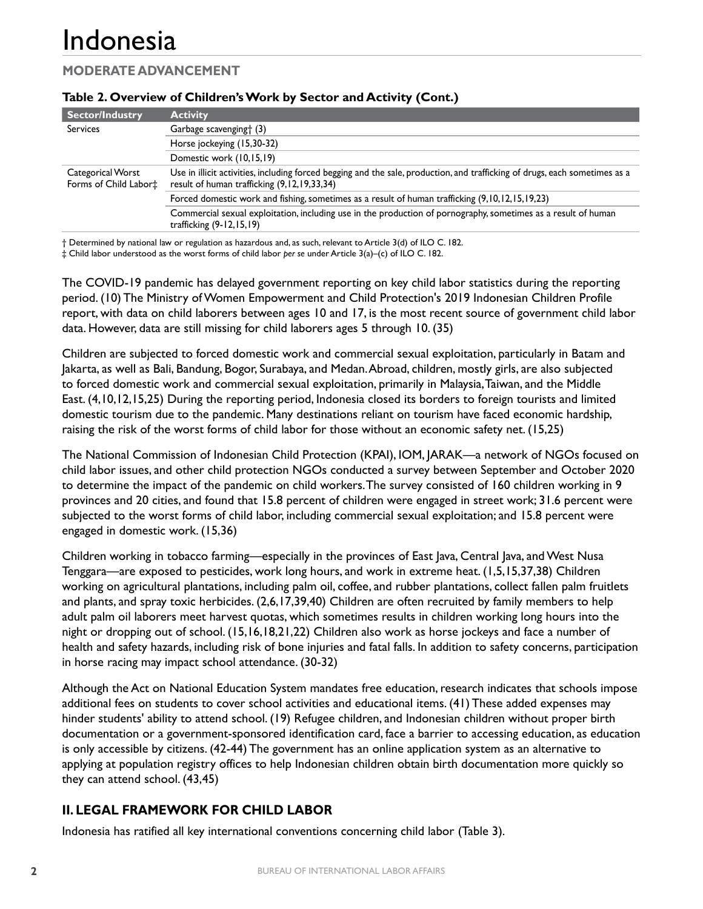# Indonesia

## MODERATE ADVANCEMENT

**Table 2. Overview of Children's Work by Sector and Activity (Cont.)**

| Sector/Industry | Activity |
|---|---|
| Services | Garbage scavenging† (3) |
| | Horse jockeying (15,30-32) |
| | Domestic work (10,15,19) |
| Categorical Worst Forms of Child Labor‡ | Use in illicit activities, including forced begging and the sale, production, and trafficking of drugs, each sometimes as a result of human trafficking (9,12,19,33,34) |
| | Forced domestic work and fishing, sometimes as a result of human trafficking (9,10,12,15,19,23) |
| | Commercial sexual exploitation, including use in the production of pornography, sometimes as a result of human trafficking (9-12,15,19) |

† Determined by national law or regulation as hazardous and, as such, relevant to Article 3(d) of ILO C. 182.
‡ Child labor understood as the worst forms of child labor *per se* under Article 3(a)–(c) of ILO C. 182.

The COVID-19 pandemic has delayed government reporting on key child labor statistics during the reporting period. (10) The Ministry of Women Empowerment and Child Protection's 2019 Indonesian Children Profile report, with data on child laborers between ages 10 and 17, is the most recent source of government child labor data. However, data are still missing for child laborers ages 5 through 10. (35)

Children are subjected to forced domestic work and commercial sexual exploitation, particularly in Batam and Jakarta, as well as Bali, Bandung, Bogor, Surabaya, and Medan. Abroad, children, mostly girls, are also subjected to forced domestic work and commercial sexual exploitation, primarily in Malaysia, Taiwan, and the Middle East. (4,10,12,15,25) During the reporting period, Indonesia closed its borders to foreign tourists and limited domestic tourism due to the pandemic. Many destinations reliant on tourism have faced economic hardship, raising the risk of the worst forms of child labor for those without an economic safety net. (15,25)

The National Commission of Indonesian Child Protection (KPAI), IOM, JARAK—a network of NGOs focused on child labor issues, and other child protection NGOs conducted a survey between September and October 2020 to determine the impact of the pandemic on child workers. The survey consisted of 160 children working in 9 provinces and 20 cities, and found that 15.8 percent of children were engaged in street work; 31.6 percent were subjected to the worst forms of child labor, including commercial sexual exploitation; and 15.8 percent were engaged in domestic work. (15,36)

Children working in tobacco farming—especially in the provinces of East Java, Central Java, and West Nusa Tenggara—are exposed to pesticides, work long hours, and work in extreme heat. (1,5,15,37,38) Children working on agricultural plantations, including palm oil, coffee, and rubber plantations, collect fallen palm fruitlets and plants, and spray toxic herbicides. (2,6,17,39,40) Children are often recruited by family members to help adult palm oil laborers meet harvest quotas, which sometimes results in children working long hours into the night or dropping out of school. (15,16,18,21,22) Children also work as horse jockeys and face a number of health and safety hazards, including risk of bone injuries and fatal falls. In addition to safety concerns, participation in horse racing may impact school attendance. (30-32)

Although the Act on National Education System mandates free education, research indicates that schools impose additional fees on students to cover school activities and educational items. (41) These added expenses may hinder students' ability to attend school. (19) Refugee children, and Indonesian children without proper birth documentation or a government-sponsored identification card, face a barrier to accessing education, as education is only accessible by citizens. (42-44) The government has an online application system as an alternative to applying at population registry offices to help Indonesian children obtain birth documentation more quickly so they can attend school. (43,45)

## II. LEGAL FRAMEWORK FOR CHILD LABOR

Indonesia has ratified all key international conventions concerning child labor (Table 3).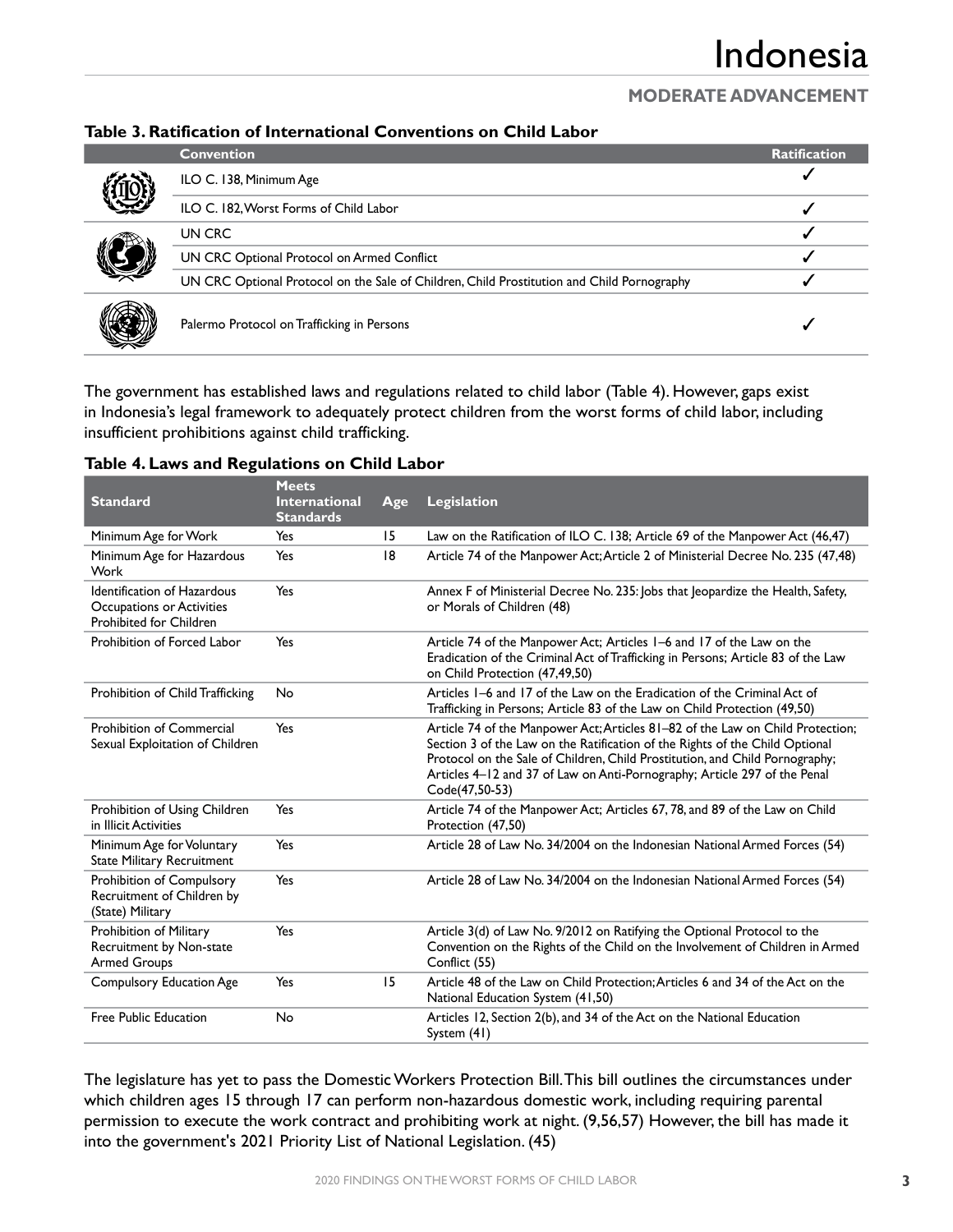**Table 3. Ratification of International Conventions on Child Labor**

| Convention | Ratification |
| --- | --- |
| ILO C. 138, Minimum Age | ✓ |
| ILO C. 182, Worst Forms of Child Labor | ✓ |
| UN CRC | ✓ |
| UN CRC Optional Protocol on Armed Conflict | ✓ |
| UN CRC Optional Protocol on the Sale of Children, Child Prostitution and Child Pornography | ✓ |
| Palermo Protocol on Trafficking in Persons | ✓ |

The government has established laws and regulations related to child labor (Table 4). However, gaps exist in Indonesia's legal framework to adequately protect children from the worst forms of child labor, including insufficient prohibitions against child trafficking.

**Table 4. Laws and Regulations on Child Labor**

| Standard | Meets International Standards | Age | Legislation |
| --- | --- | --- | --- |
| Minimum Age for Work | Yes | 15 | Law on the Ratification of ILO C. 138; Article 69 of the Manpower Act (46,47) |
| Minimum Age for Hazardous Work | Yes | 18 | Article 74 of the Manpower Act; Article 2 of Ministerial Decree No. 235 (47,48) |
| Identification of Hazardous Occupations or Activities Prohibited for Children | Yes | | Annex F of Ministerial Decree No. 235: Jobs that Jeopardize the Health, Safety, or Morals of Children (48) |
| Prohibition of Forced Labor | Yes | | Article 74 of the Manpower Act; Articles 1–6 and 17 of the Law on the Eradication of the Criminal Act of Trafficking in Persons; Article 83 of the Law on Child Protection (47,49,50) |
| Prohibition of Child Trafficking | No | | Articles 1–6 and 17 of the Law on the Eradication of the Criminal Act of Trafficking in Persons; Article 83 of the Law on Child Protection (49,50) |
| Prohibition of Commercial Sexual Exploitation of Children | Yes | | Article 74 of the Manpower Act; Articles 81–82 of the Law on Child Protection; Section 3 of the Law on the Ratification of the Rights of the Child Optional Protocol on the Sale of Children, Child Prostitution, and Child Pornography; Articles 4–12 and 37 of Law on Anti-Pornography; Article 297 of the Penal Code(47,50-53) |
| Prohibition of Using Children in Illicit Activities | Yes | | Article 74 of the Manpower Act; Articles 67, 78, and 89 of the Law on Child Protection (47,50) |
| Minimum Age for Voluntary State Military Recruitment | Yes | | Article 28 of Law No. 34/2004 on the Indonesian National Armed Forces (54) |
| Prohibition of Compulsory Recruitment of Children by (State) Military | Yes | | Article 28 of Law No. 34/2004 on the Indonesian National Armed Forces (54) |
| Prohibition of Military Recruitment by Non-state Armed Groups | Yes | | Article 3(d) of Law No. 9/2012 on Ratifying the Optional Protocol to the Convention on the Rights of the Child on the Involvement of Children in Armed Conflict (55) |
| Compulsory Education Age | Yes | 15 | Article 48 of the Law on Child Protection; Articles 6 and 34 of the Act on the National Education System (41,50) |
| Free Public Education | No | | Articles 12, Section 2(b), and 34 of the Act on the National Education System (41) |

The legislature has yet to pass the Domestic Workers Protection Bill. This bill outlines the circumstances under which children ages 15 through 17 can perform non-hazardous domestic work, including requiring parental permission to execute the work contract and prohibiting work at night. (9,56,57) However, the bill has made it into the government's 2021 Priority List of National Legislation. (45)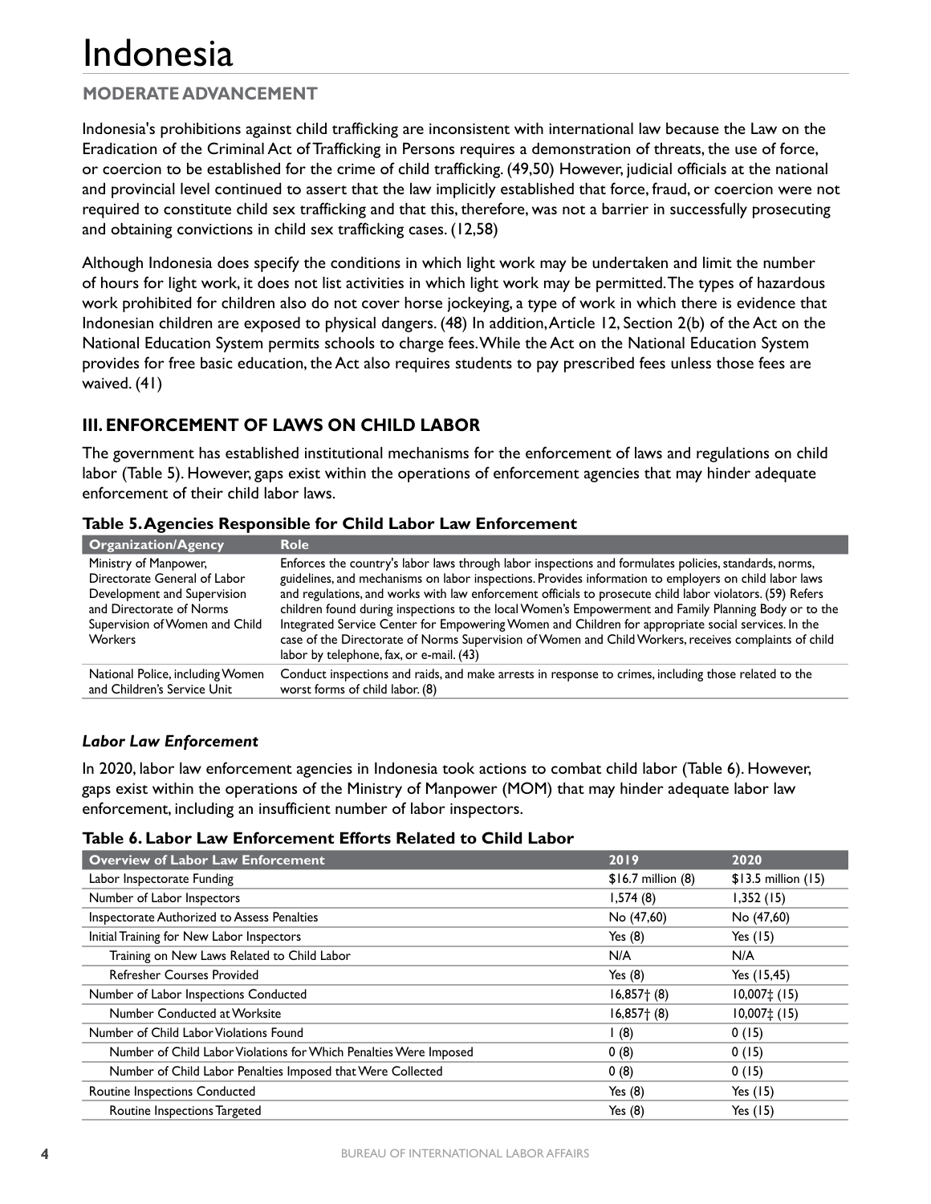# Indonesia

## MODERATE ADVANCEMENT

Indonesia's prohibitions against child trafficking are inconsistent with international law because the Law on the Eradication of the Criminal Act of Trafficking in Persons requires a demonstration of threats, the use of force, or coercion to be established for the crime of child trafficking. (49,50) However, judicial officials at the national and provincial level continued to assert that the law implicitly established that force, fraud, or coercion were not required to constitute child sex trafficking and that this, therefore, was not a barrier in successfully prosecuting and obtaining convictions in child sex trafficking cases. (12,58)

Although Indonesia does specify the conditions in which light work may be undertaken and limit the number of hours for light work, it does not list activities in which light work may be permitted. The types of hazardous work prohibited for children also do not cover horse jockeying, a type of work in which there is evidence that Indonesian children are exposed to physical dangers. (48) In addition, Article 12, Section 2(b) of the Act on the National Education System permits schools to charge fees. While the Act on the National Education System provides for free basic education, the Act also requires students to pay prescribed fees unless those fees are waived. (41)

## III. ENFORCEMENT OF LAWS ON CHILD LABOR

The government has established institutional mechanisms for the enforcement of laws and regulations on child labor (Table 5). However, gaps exist within the operations of enforcement agencies that may hinder adequate enforcement of their child labor laws.

**Table 5. Agencies Responsible for Child Labor Law Enforcement**

| Organization/Agency | Role |
| --- | --- |
| Ministry of Manpower, Directorate General of Labor Development and Supervision and Directorate of Norms Supervision of Women and Child Workers | Enforces the country's labor laws through labor inspections and formulates policies, standards, norms, guidelines, and mechanisms on labor inspections. Provides information to employers on child labor laws and regulations, and works with law enforcement officials to prosecute child labor violators. (59) Refers children found during inspections to the local Women's Empowerment and Family Planning Body or to the Integrated Service Center for Empowering Women and Children for appropriate social services. In the case of the Directorate of Norms Supervision of Women and Child Workers, receives complaints of child labor by telephone, fax, or e-mail. (43) |
| National Police, including Women and Children's Service Unit | Conduct inspections and raids, and make arrests in response to crimes, including those related to the worst forms of child labor. (8) |

### *Labor Law Enforcement*

In 2020, labor law enforcement agencies in Indonesia took actions to combat child labor (Table 6). However, gaps exist within the operations of the Ministry of Manpower (MOM) that may hinder adequate labor law enforcement, including an insufficient number of labor inspectors.

**Table 6. Labor Law Enforcement Efforts Related to Child Labor**

| Overview of Labor Law Enforcement | 2019 | 2020 |
| --- | --- | --- |
| Labor Inspectorate Funding | $16.7 million (8) | $13.5 million (15) |
| Number of Labor Inspectors | 1,574 (8) | 1,352 (15) |
| Inspectorate Authorized to Assess Penalties | No (47,60) | No (47,60) |
| Initial Training for New Labor Inspectors | Yes (8) | Yes (15) |
| Training on New Laws Related to Child Labor | N/A | N/A |
| Refresher Courses Provided | Yes (8) | Yes (15,45) |
| Number of Labor Inspections Conducted | 16,857† (8) | 10,007‡ (15) |
| Number Conducted at Worksite | 16,857† (8) | 10,007‡ (15) |
| Number of Child Labor Violations Found | 1 (8) | 0 (15) |
| Number of Child Labor Violations for Which Penalties Were Imposed | 0 (8) | 0 (15) |
| Number of Child Labor Penalties Imposed that Were Collected | 0 (8) | 0 (15) |
| Routine Inspections Conducted | Yes (8) | Yes (15) |
| Routine Inspections Targeted | Yes (8) | Yes (15) |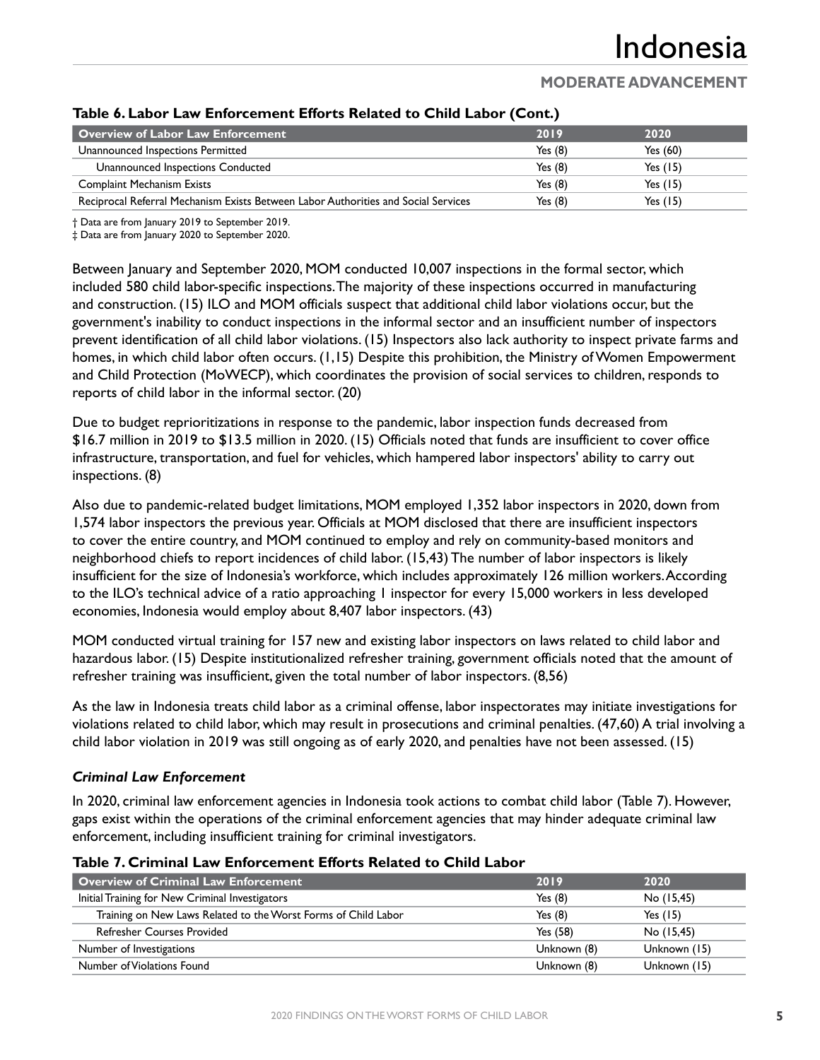#### Table 6. Labor Law Enforcement Efforts Related to Child Labor (Cont.)

| Overview of Labor Law Enforcement | 2019 | 2020 |
|---|---|---|
| Unannounced Inspections Permitted | Yes (8) | Yes (60) |
| Unannounced Inspections Conducted | Yes (8) | Yes (15) |
| Complaint Mechanism Exists | Yes (8) | Yes (15) |
| Reciprocal Referral Mechanism Exists Between Labor Authorities and Social Services | Yes (8) | Yes (15) |

† Data are from January 2019 to September 2019.
‡ Data are from January 2020 to September 2020.

Between January and September 2020, MOM conducted 10,007 inspections in the formal sector, which included 580 child labor-specific inspections. The majority of these inspections occurred in manufacturing and construction. (15) ILO and MOM officials suspect that additional child labor violations occur, but the government's inability to conduct inspections in the informal sector and an insufficient number of inspectors prevent identification of all child labor violations. (15) Inspectors also lack authority to inspect private farms and homes, in which child labor often occurs. (1,15) Despite this prohibition, the Ministry of Women Empowerment and Child Protection (MoWECP), which coordinates the provision of social services to children, responds to reports of child labor in the informal sector. (20)

Due to budget reprioritizations in response to the pandemic, labor inspection funds decreased from $16.7 million in 2019 to $13.5 million in 2020. (15) Officials noted that funds are insufficient to cover office infrastructure, transportation, and fuel for vehicles, which hampered labor inspectors' ability to carry out inspections. (8)

Also due to pandemic-related budget limitations, MOM employed 1,352 labor inspectors in 2020, down from 1,574 labor inspectors the previous year. Officials at MOM disclosed that there are insufficient inspectors to cover the entire country, and MOM continued to employ and rely on community-based monitors and neighborhood chiefs to report incidences of child labor. (15,43) The number of labor inspectors is likely insufficient for the size of Indonesia's workforce, which includes approximately 126 million workers. According to the ILO's technical advice of a ratio approaching 1 inspector for every 15,000 workers in less developed economies, Indonesia would employ about 8,407 labor inspectors. (43)

MOM conducted virtual training for 157 new and existing labor inspectors on laws related to child labor and hazardous labor. (15) Despite institutionalized refresher training, government officials noted that the amount of refresher training was insufficient, given the total number of labor inspectors. (8,56)

As the law in Indonesia treats child labor as a criminal offense, labor inspectorates may initiate investigations for violations related to child labor, which may result in prosecutions and criminal penalties. (47,60) A trial involving a child labor violation in 2019 was still ongoing as of early 2020, and penalties have not been assessed. (15)

### *Criminal Law Enforcement*

In 2020, criminal law enforcement agencies in Indonesia took actions to combat child labor (Table 7). However, gaps exist within the operations of the criminal enforcement agencies that may hinder adequate criminal law enforcement, including insufficient training for criminal investigators.

#### Table 7. Criminal Law Enforcement Efforts Related to Child Labor

| Overview of Criminal Law Enforcement | 2019 | 2020 |
|---|---|---|
| Initial Training for New Criminal Investigators | Yes (8) | No (15,45) |
| Training on New Laws Related to the Worst Forms of Child Labor | Yes (8) | Yes (15) |
| Refresher Courses Provided | Yes (58) | No (15,45) |
| Number of Investigations | Unknown (8) | Unknown (15) |
| Number of Violations Found | Unknown (8) | Unknown (15) |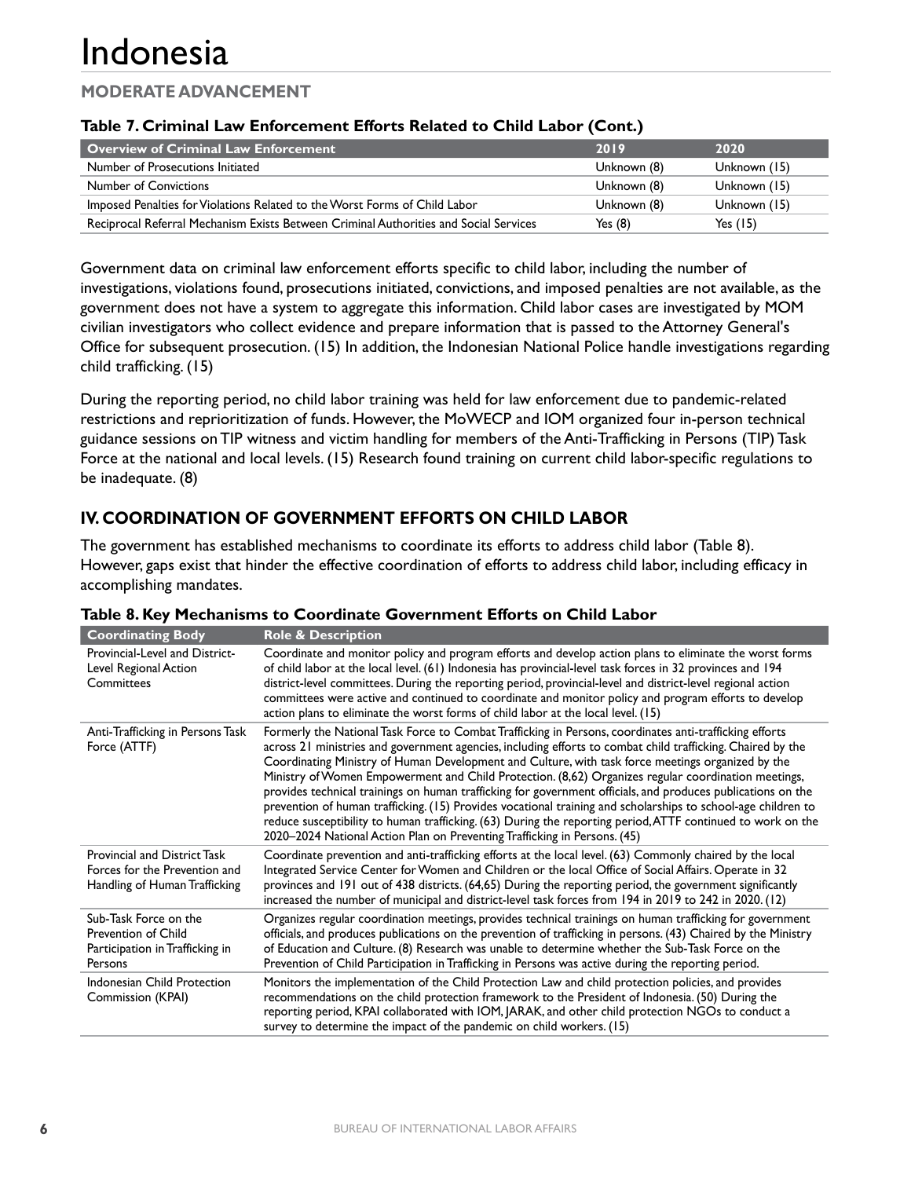# Indonesia

## MODERATE ADVANCEMENT

**Table 7. Criminal Law Enforcement Efforts Related to Child Labor (Cont.)**

| Overview of Criminal Law Enforcement | 2019 | 2020 |
|---|---|---|
| Number of Prosecutions Initiated | Unknown (8) | Unknown (15) |
| Number of Convictions | Unknown (8) | Unknown (15) |
| Imposed Penalties for Violations Related to the Worst Forms of Child Labor | Unknown (8) | Unknown (15) |
| Reciprocal Referral Mechanism Exists Between Criminal Authorities and Social Services | Yes (8) | Yes (15) |

Government data on criminal law enforcement efforts specific to child labor, including the number of investigations, violations found, prosecutions initiated, convictions, and imposed penalties are not available, as the government does not have a system to aggregate this information. Child labor cases are investigated by MOM civilian investigators who collect evidence and prepare information that is passed to the Attorney General's Office for subsequent prosecution. (15) In addition, the Indonesian National Police handle investigations regarding child trafficking. (15)

During the reporting period, no child labor training was held for law enforcement due to pandemic-related restrictions and reprioritization of funds. However, the MoWECP and IOM organized four in-person technical guidance sessions on TIP witness and victim handling for members of the Anti-Trafficking in Persons (TIP) Task Force at the national and local levels. (15) Research found training on current child labor-specific regulations to be inadequate. (8)

## IV. COORDINATION OF GOVERNMENT EFFORTS ON CHILD LABOR

The government has established mechanisms to coordinate its efforts to address child labor (Table 8). However, gaps exist that hinder the effective coordination of efforts to address child labor, including efficacy in accomplishing mandates.

**Table 8. Key Mechanisms to Coordinate Government Efforts on Child Labor**

| Coordinating Body | Role & Description |
|---|---|
| Provincial-Level and District-Level Regional Action Committees | Coordinate and monitor policy and program efforts and develop action plans to eliminate the worst forms of child labor at the local level. (61) Indonesia has provincial-level task forces in 32 provinces and 194 district-level committees. During the reporting period, provincial-level and district-level regional action committees were active and continued to coordinate and monitor policy and program efforts to develop action plans to eliminate the worst forms of child labor at the local level. (15) |
| Anti-Trafficking in Persons Task Force (ATTF) | Formerly the National Task Force to Combat Trafficking in Persons, coordinates anti-trafficking efforts across 21 ministries and government agencies, including efforts to combat child trafficking. Chaired by the Coordinating Ministry of Human Development and Culture, with task force meetings organized by the Ministry of Women Empowerment and Child Protection. (8,62) Organizes regular coordination meetings, provides technical trainings on human trafficking for government officials, and produces publications on the prevention of human trafficking. (15) Provides vocational training and scholarships to school-age children to reduce susceptibility to human trafficking. (63) During the reporting period, ATTF continued to work on the 2020–2024 National Action Plan on Preventing Trafficking in Persons. (45) |
| Provincial and District Task Forces for the Prevention and Handling of Human Trafficking | Coordinate prevention and anti-trafficking efforts at the local level. (63) Commonly chaired by the local Integrated Service Center for Women and Children or the local Office of Social Affairs. Operate in 32 provinces and 191 out of 438 districts. (64,65) During the reporting period, the government significantly increased the number of municipal and district-level task forces from 194 in 2019 to 242 in 2020. (12) |
| Sub-Task Force on the Prevention of Child Participation in Trafficking in Persons | Organizes regular coordination meetings, provides technical trainings on human trafficking for government officials, and produces publications on the prevention of trafficking in persons. (43) Chaired by the Ministry of Education and Culture. (8) Research was unable to determine whether the Sub-Task Force on the Prevention of Child Participation in Trafficking in Persons was active during the reporting period. |
| Indonesian Child Protection Commission (KPAI) | Monitors the implementation of the Child Protection Law and child protection policies, and provides recommendations on the child protection framework to the President of Indonesia. (50) During the reporting period, KPAI collaborated with IOM, JARAK, and other child protection NGOs to conduct a survey to determine the impact of the pandemic on child workers. (15) |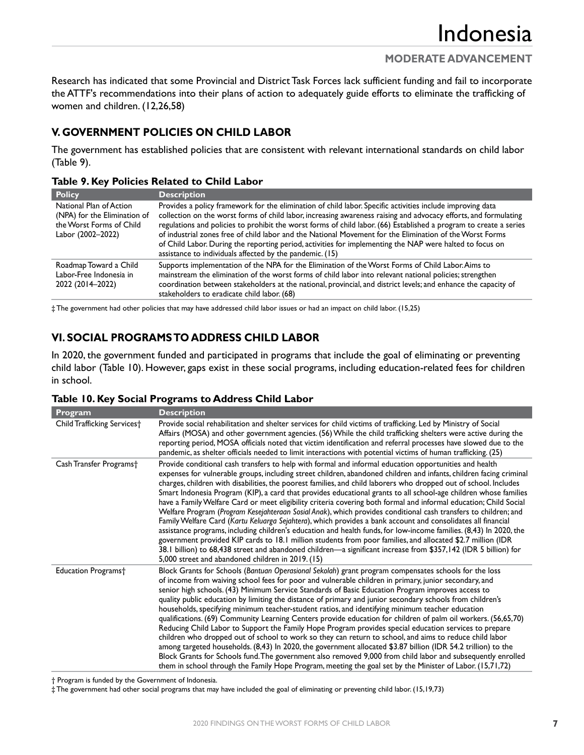Research has indicated that some Provincial and District Task Forces lack sufficient funding and fail to incorporate the ATTF's recommendations into their plans of action to adequately guide efforts to eliminate the trafficking of women and children. (12,26,58)

## V. GOVERNMENT POLICIES ON CHILD LABOR

The government has established policies that are consistent with relevant international standards on child labor (Table 9).

**Table 9. Key Policies Related to Child Labor**

| Policy | Description |
|---|---|
| National Plan of Action (NPA) for the Elimination of the Worst Forms of Child Labor (2002–2022) | Provides a policy framework for the elimination of child labor. Specific activities include improving data collection on the worst forms of child labor, increasing awareness raising and advocacy efforts, and formulating regulations and policies to prohibit the worst forms of child labor. (66) Established a program to create a series of industrial zones free of child labor and the National Movement for the Elimination of the Worst Forms of Child Labor. During the reporting period, activities for implementing the NAP were halted to focus on assistance to individuals affected by the pandemic. (15) |
| Roadmap Toward a Child Labor-Free Indonesia in 2022 (2014–2022) | Supports implementation of the NPA for the Elimination of the Worst Forms of Child Labor. Aims to mainstream the elimination of the worst forms of child labor into relevant national policies; strengthen coordination between stakeholders at the national, provincial, and district levels; and enhance the capacity of stakeholders to eradicate child labor. (68) |

‡ The government had other policies that may have addressed child labor issues or had an impact on child labor. (15,25)

## VI. SOCIAL PROGRAMS TO ADDRESS CHILD LABOR

In 2020, the government funded and participated in programs that include the goal of eliminating or preventing child labor (Table 10). However, gaps exist in these social programs, including education-related fees for children in school.

**Table 10. Key Social Programs to Address Child Labor**

| Program | Description |
|---|---|
| Child Trafficking Services† | Provide social rehabilitation and shelter services for child victims of trafficking. Led by Ministry of Social Affairs (MOSA) and other government agencies. (56) While the child trafficking shelters were active during the reporting period, MOSA officials noted that victim identification and referral processes have slowed due to the pandemic, as shelter officials needed to limit interactions with potential victims of human trafficking. (25) |
| Cash Transfer Programs† | Provide conditional cash transfers to help with formal and informal education opportunities and health expenses for vulnerable groups, including street children, abandoned children and infants, children facing criminal charges, children with disabilities, the poorest families, and child laborers who dropped out of school. Includes Smart Indonesia Program (KIP), a card that provides educational grants to all school-age children whose families have a Family Welfare Card or meet eligibility criteria covering both formal and informal education; Child Social Welfare Program (*Program Kesejahteraan Sosial Anak*), which provides conditional cash transfers to children; and Family Welfare Card (*Kartu Keluarga Sejahtera*), which provides a bank account and consolidates all financial assistance programs, including children's education and health funds, for low-income families. (8,43) In 2020, the government provided KIP cards to 18.1 million students from poor families, and allocated \$2.7 million (IDR 38.1 billion) to 68,438 street and abandoned children—a significant increase from \$357,142 (IDR 5 billion) for 5,000 street and abandoned children in 2019. (15) |
| Education Programs† | Block Grants for Schools (*Bantuan Operasional Sekolah*) grant program compensates schools for the loss of income from waiving school fees for poor and vulnerable children in primary, junior secondary, and senior high schools. (43) Minimum Service Standards of Basic Education Program improves access to quality public education by limiting the distance of primary and junior secondary schools from children's households, specifying minimum teacher-student ratios, and identifying minimum teacher education qualifications. (69) Community Learning Centers provide education for children of palm oil workers. (56,65,70) Reducing Child Labor to Support the Family Hope Program provides special education services to prepare children who dropped out of school to work so they can return to school, and aims to reduce child labor among targeted households. (8,43) In 2020, the government allocated \$3.87 billion (IDR 54.2 trillion) to the Block Grants for Schools fund. The government also removed 9,000 from child labor and subsequently enrolled them in school through the Family Hope Program, meeting the goal set by the Minister of Labor. (15,71,72) |

† Program is funded by the Government of Indonesia.

‡ The government had other social programs that may have included the goal of eliminating or preventing child labor. (15,19,73)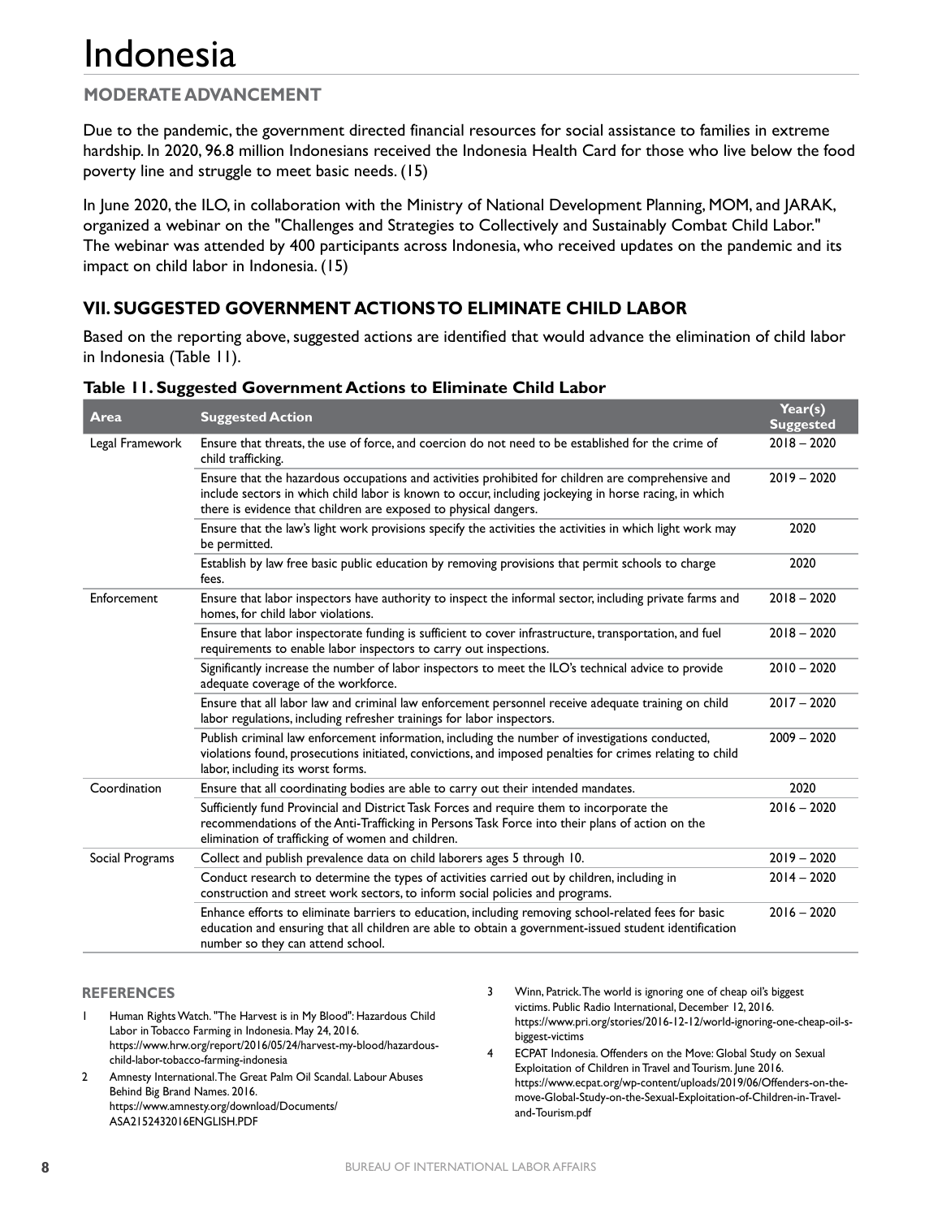# Indonesia

## MODERATE ADVANCEMENT

Due to the pandemic, the government directed financial resources for social assistance to families in extreme hardship. In 2020, 96.8 million Indonesians received the Indonesia Health Card for those who live below the food poverty line and struggle to meet basic needs. (15)

In June 2020, the ILO, in collaboration with the Ministry of National Development Planning, MOM, and JARAK, organized a webinar on the "Challenges and Strategies to Collectively and Sustainably Combat Child Labor." The webinar was attended by 400 participants across Indonesia, who received updates on the pandemic and its impact on child labor in Indonesia. (15)

## VII. SUGGESTED GOVERNMENT ACTIONS TO ELIMINATE CHILD LABOR

Based on the reporting above, suggested actions are identified that would advance the elimination of child labor in Indonesia (Table 11).

**Table 11. Suggested Government Actions to Eliminate Child Labor**

| Area | Suggested Action | Year(s) Suggested |
|---|---|---|
| Legal Framework | Ensure that threats, the use of force, and coercion do not need to be established for the crime of child trafficking. | 2018 – 2020 |
| | Ensure that the hazardous occupations and activities prohibited for children are comprehensive and include sectors in which child labor is known to occur, including jockeying in horse racing, in which there is evidence that children are exposed to physical dangers. | 2019 – 2020 |
| | Ensure that the law's light work provisions specify the activities the activities in which light work may be permitted. | 2020 |
| | Establish by law free basic public education by removing provisions that permit schools to charge fees. | 2020 |
| Enforcement | Ensure that labor inspectors have authority to inspect the informal sector, including private farms and homes, for child labor violations. | 2018 – 2020 |
| | Ensure that labor inspectorate funding is sufficient to cover infrastructure, transportation, and fuel requirements to enable labor inspectors to carry out inspections. | 2018 – 2020 |
| | Significantly increase the number of labor inspectors to meet the ILO's technical advice to provide adequate coverage of the workforce. | 2010 – 2020 |
| | Ensure that all labor law and criminal law enforcement personnel receive adequate training on child labor regulations, including refresher trainings for labor inspectors. | 2017 – 2020 |
| | Publish criminal law enforcement information, including the number of investigations conducted, violations found, prosecutions initiated, convictions, and imposed penalties for crimes relating to child labor, including its worst forms. | 2009 – 2020 |
| Coordination | Ensure that all coordinating bodies are able to carry out their intended mandates. | 2020 |
| | Sufficiently fund Provincial and District Task Forces and require them to incorporate the recommendations of the Anti-Trafficking in Persons Task Force into their plans of action on the elimination of trafficking of women and children. | 2016 – 2020 |
| Social Programs | Collect and publish prevalence data on child laborers ages 5 through 10. | 2019 – 2020 |
| | Conduct research to determine the types of activities carried out by children, including in construction and street work sectors, to inform social policies and programs. | 2014 – 2020 |
| | Enhance efforts to eliminate barriers to education, including removing school-related fees for basic education and ensuring that all children are able to obtain a government-issued student identification number so they can attend school. | 2016 – 2020 |

### REFERENCES

1. Human Rights Watch. "The Harvest is in My Blood": Hazardous Child Labor in Tobacco Farming in Indonesia. May 24, 2016. https://www.hrw.org/report/2016/05/24/harvest-my-blood/hazardous-child-labor-tobacco-farming-indonesia
2. Amnesty International. The Great Palm Oil Scandal. Labour Abuses Behind Big Brand Names. 2016. https://www.amnesty.org/download/Documents/ASA2152432016ENGLISH.PDF
3. Winn, Patrick. The world is ignoring one of cheap oil's biggest victims. Public Radio International, December 12, 2016. https://www.pri.org/stories/2016-12-12/world-ignoring-one-cheap-oil-s-biggest-victims
4. ECPAT Indonesia. Offenders on the Move: Global Study on Sexual Exploitation of Children in Travel and Tourism. June 2016. https://www.ecpat.org/wp-content/uploads/2019/06/Offenders-on-the-move-Global-Study-on-the-Sexual-Exploitation-of-Children-in-Travel-and-Tourism.pdf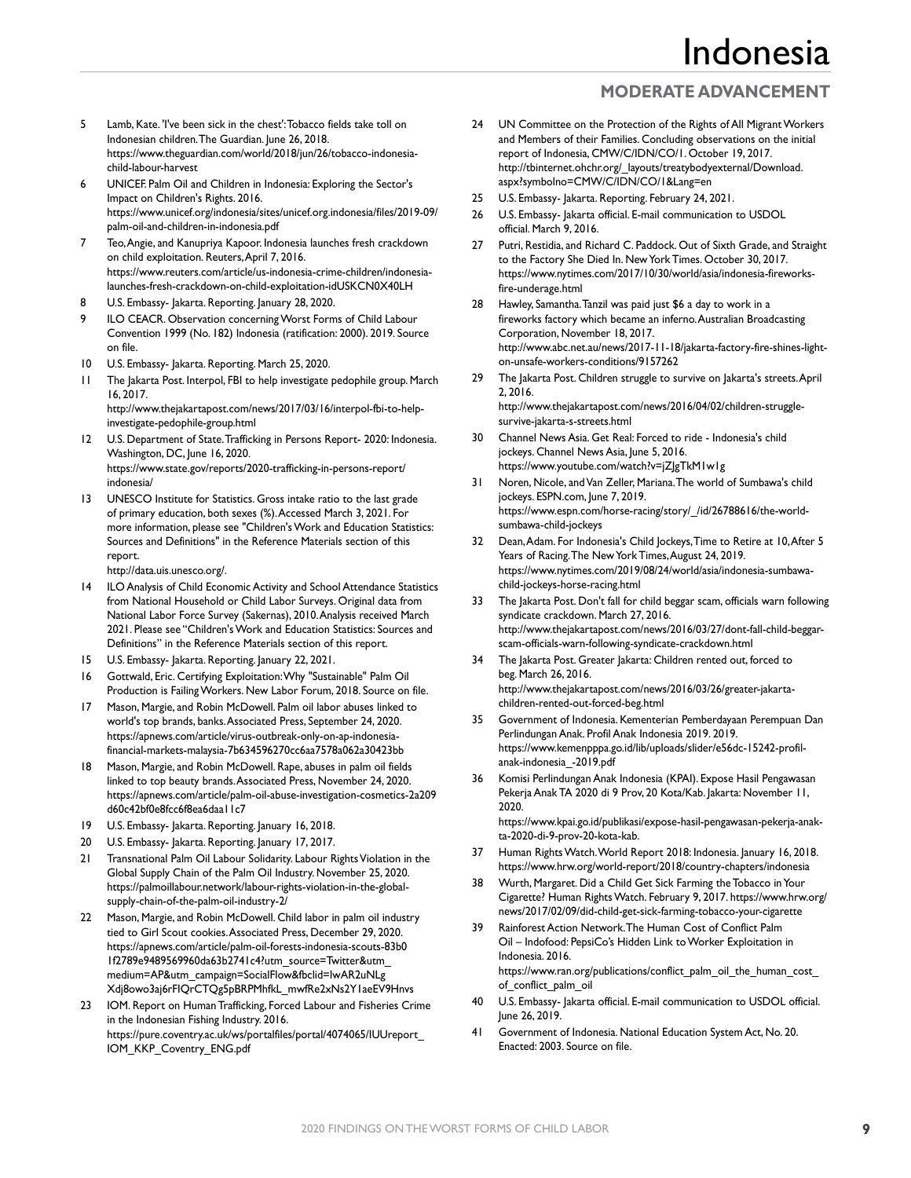5 Lamb, Kate. 'I've been sick in the chest': Tobacco fields take toll on Indonesian children. The Guardian. June 26, 2018. https://www.theguardian.com/world/2018/jun/26/tobacco-indonesia-child-labour-harvest

6 UNICEF. Palm Oil and Children in Indonesia: Exploring the Sector's Impact on Children's Rights. 2016. https://www.unicef.org/indonesia/sites/unicef.org.indonesia/files/2019-09/palm-oil-and-children-in-indonesia.pdf

7 Teo, Angie, and Kanupriya Kapoor. Indonesia launches fresh crackdown on child exploitation. Reuters, April 7, 2016. https://www.reuters.com/article/us-indonesia-crime-children/indonesia-launches-fresh-crackdown-on-child-exploitation-idUSKCN0X40LH

8 U.S. Embassy- Jakarta. Reporting. January 28, 2020.

9 ILO CEACR. Observation concerning Worst Forms of Child Labour Convention 1999 (No. 182) Indonesia (ratification: 2000). 2019. Source on file.

10 U.S. Embassy- Jakarta. Reporting. March 25, 2020.

11 The Jakarta Post. Interpol, FBI to help investigate pedophile group. March 16, 2017. http://www.thejakartapost.com/news/2017/03/16/interpol-fbi-to-help-investigate-pedophile-group.html

12 U.S. Department of State. Trafficking in Persons Report- 2020: Indonesia. Washington, DC, June 16, 2020. https://www.state.gov/reports/2020-trafficking-in-persons-report/indonesia/

13 UNESCO Institute for Statistics. Gross intake ratio to the last grade of primary education, both sexes (%). Accessed March 3, 2021. For more information, please see "Children's Work and Education Statistics: Sources and Definitions" in the Reference Materials section of this report. http://data.uis.unesco.org/.

14 ILO Analysis of Child Economic Activity and School Attendance Statistics from National Household or Child Labor Surveys. Original data from National Labor Force Survey (Sakernas), 2010. Analysis received March 2021. Please see "Children's Work and Education Statistics: Sources and Definitions" in the Reference Materials section of this report.

15 U.S. Embassy- Jakarta. Reporting. January 22, 2021.

16 Gottwald, Eric. Certifying Exploitation: Why "Sustainable" Palm Oil Production is Failing Workers. New Labor Forum, 2018. Source on file.

17 Mason, Margie, and Robin McDowell. Palm oil labor abuses linked to world's top brands, banks. Associated Press, September 24, 2020. https://apnews.com/article/virus-outbreak-only-on-ap-indonesia-financial-markets-malaysia-7b634596270cc6aa7578a062a30423bb

18 Mason, Margie, and Robin McDowell. Rape, abuses in palm oil fields linked to top beauty brands. Associated Press, November 24, 2020. https://apnews.com/article/palm-oil-abuse-investigation-cosmetics-2a209d60c42bf0e8fcc6f8ea6daa11c7

19 U.S. Embassy- Jakarta. Reporting. January 16, 2018.

20 U.S. Embassy- Jakarta. Reporting. January 17, 2017.

21 Transnational Palm Oil Labour Solidarity. Labour Rights Violation in the Global Supply Chain of the Palm Oil Industry. November 25, 2020. https://palmoillabour.network/labour-rights-violation-in-the-global-supply-chain-of-the-palm-oil-industry-2/

22 Mason, Margie, and Robin McDowell. Child labor in palm oil industry tied to Girl Scout cookies. Associated Press, December 29, 2020. https://apnews.com/article/palm-oil-forests-indonesia-scouts-83b01f2789e9489569960da63b2741c4?utm_source=Twitter&utm_medium=AP&utm_campaign=SocialFlow&fbclid=IwAR2uNLgXdj8owo3aj6rFIQrCTQg5pBRPMhfkL_mwfRe2xNs2Y1aeEV9Hnvs

23 IOM. Report on Human Trafficking, Forced Labour and Fisheries Crime in the Indonesian Fishing Industry. 2016. https://pure.coventry.ac.uk/ws/portalfiles/portal/4074065/IUUreport_IOM_KKP_Coventry_ENG.pdf

24 UN Committee on the Protection of the Rights of All Migrant Workers and Members of their Families. Concluding observations on the initial report of Indonesia, CMW/C/IDN/CO/1. October 19, 2017. http://tbinternet.ohchr.org/_layouts/treatybodyexternal/Download.aspx?symbolno=CMW/C/IDN/CO/1&Lang=en

25 U.S. Embassy- Jakarta. Reporting. February 24, 2021.

26 U.S. Embassy- Jakarta official. E-mail communication to USDOL official. March 9, 2016.

27 Putri, Restidia, and Richard C. Paddock. Out of Sixth Grade, and Straight to the Factory She Died In. New York Times. October 30, 2017. https://www.nytimes.com/2017/10/30/world/asia/indonesia-fireworks-fire-underage.html

28 Hawley, Samantha. Tanzil was paid just $6 a day to work in a fireworks factory which became an inferno. Australian Broadcasting Corporation, November 18, 2017. http://www.abc.net.au/news/2017-11-18/jakarta-factory-fire-shines-light-on-unsafe-workers-conditions/9157262

29 The Jakarta Post. Children struggle to survive on Jakarta's streets. April 2, 2016. http://www.thejakartapost.com/news/2016/04/02/children-struggle-survive-jakarta-s-streets.html

30 Channel News Asia. Get Real: Forced to ride - Indonesia's child jockeys. Channel News Asia, June 5, 2016. https://www.youtube.com/watch?v=jZJgTkM1w1g

31 Noren, Nicole, and Van Zeller, Mariana. The world of Sumbawa's child jockeys. ESPN.com, June 7, 2019. https://www.espn.com/horse-racing/story/_/id/26788616/the-world-sumbawa-child-jockeys

32 Dean, Adam. For Indonesia's Child Jockeys, Time to Retire at 10, After 5 Years of Racing. The New York Times, August 24, 2019. https://www.nytimes.com/2019/08/24/world/asia/indonesia-sumbawa-child-jockeys-horse-racing.html

33 The Jakarta Post. Don't fall for child beggar scam, officials warn following syndicate crackdown. March 27, 2016. http://www.thejakartapost.com/news/2016/03/27/dont-fall-child-beggar-scam-officials-warn-following-syndicate-crackdown.html

34 The Jakarta Post. Greater Jakarta: Children rented out, forced to beg. March 26, 2016. http://www.thejakartapost.com/news/2016/03/26/greater-jakarta-children-rented-out-forced-beg.html

35 Government of Indonesia. Kementerian Pemberdayaan Perempuan Dan Perlindungan Anak. Profil Anak Indonesia 2019. 2019. https://www.kemenpppa.go.id/lib/uploads/slider/e56dc-15242-profil-anak-indonesia_-2019.pdf

36 Komisi Perlindungan Anak Indonesia (KPAI). Expose Hasil Pengawasan Pekerja Anak TA 2020 di 9 Prov, 20 Kota/Kab. Jakarta: November 11, 2020. https://www.kpai.go.id/publikasi/expose-hasil-pengawasan-pekerja-anak-ta-2020-di-9-prov-20-kota-kab.

37 Human Rights Watch. World Report 2018: Indonesia. January 16, 2018. https://www.hrw.org/world-report/2018/country-chapters/indonesia

38 Wurth, Margaret. Did a Child Get Sick Farming the Tobacco in Your Cigarette? Human Rights Watch. February 9, 2017. https://www.hrw.org/news/2017/02/09/did-child-get-sick-farming-tobacco-your-cigarette

39 Rainforest Action Network. The Human Cost of Conflict Palm Oil – Indofood: PepsiCo's Hidden Link to Worker Exploitation in Indonesia. 2016. https://www.ran.org/publications/conflict_palm_oil_the_human_cost_of_conflict_palm_oil

40 U.S. Embassy- Jakarta official. E-mail communication to USDOL official. June 26, 2019.

41 Government of Indonesia. National Education System Act, No. 20. Enacted: 2003. Source on file.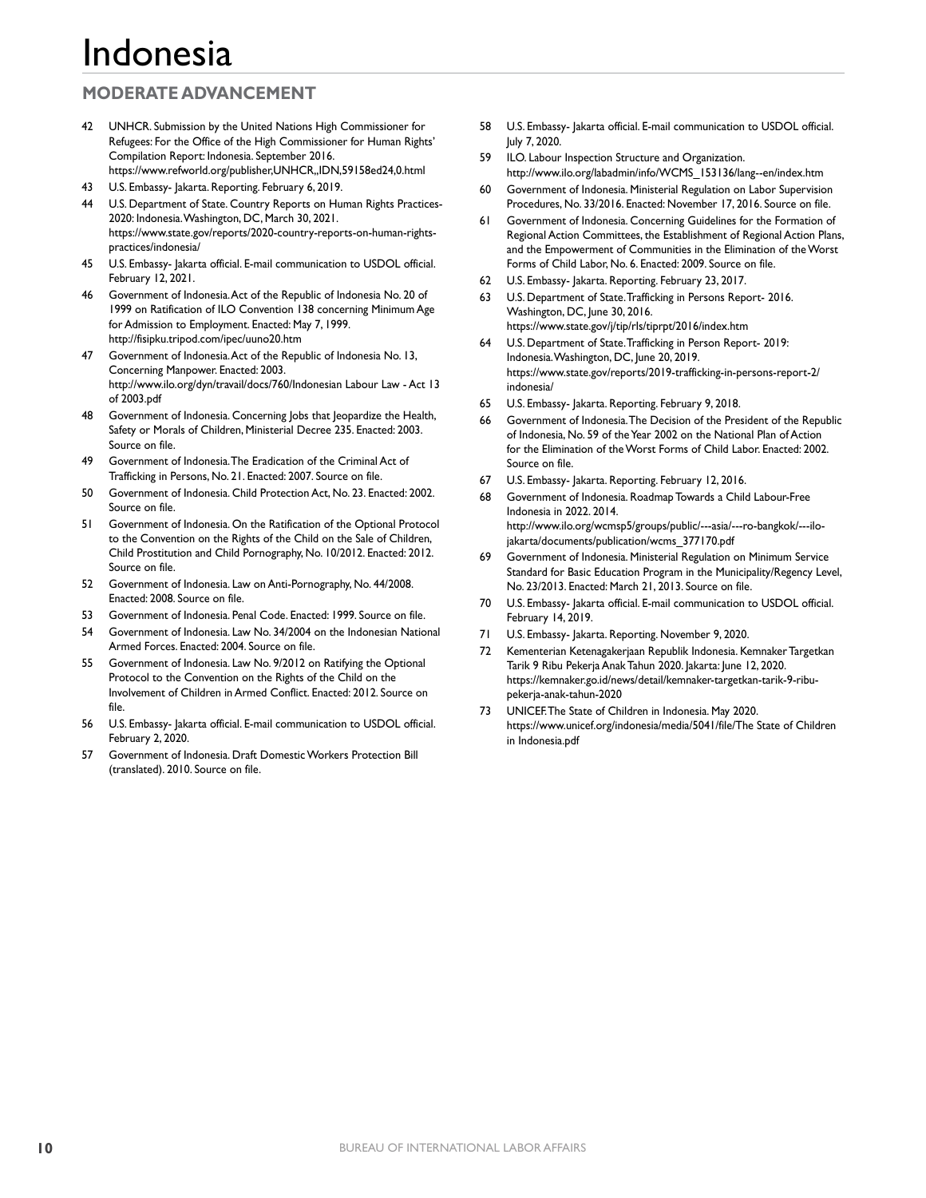# Indonesia

## MODERATE ADVANCEMENT

42. UNHCR. Submission by the United Nations High Commissioner for Refugees: For the Office of the High Commissioner for Human Rights' Compilation Report: Indonesia. September 2016. https://www.refworld.org/publisher,UNHCR,,IDN,59158ed24,0.html
43. U.S. Embassy- Jakarta. Reporting. February 6, 2019.
44. U.S. Department of State. Country Reports on Human Rights Practices- 2020: Indonesia. Washington, DC, March 30, 2021. https://www.state.gov/reports/2020-country-reports-on-human-rights-practices/indonesia/
45. U.S. Embassy- Jakarta official. E-mail communication to USDOL official. February 12, 2021.
46. Government of Indonesia. Act of the Republic of Indonesia No. 20 of 1999 on Ratification of ILO Convention 138 concerning Minimum Age for Admission to Employment. Enacted: May 7, 1999. http://fisipku.tripod.com/ipec/uuno20.htm
47. Government of Indonesia. Act of the Republic of Indonesia No. 13, Concerning Manpower. Enacted: 2003. http://www.ilo.org/dyn/travail/docs/760/Indonesian Labour Law - Act 13 of 2003.pdf
48. Government of Indonesia. Concerning Jobs that Jeopardize the Health, Safety or Morals of Children, Ministerial Decree 235. Enacted: 2003. Source on file.
49. Government of Indonesia. The Eradication of the Criminal Act of Trafficking in Persons, No. 21. Enacted: 2007. Source on file.
50. Government of Indonesia. Child Protection Act, No. 23. Enacted: 2002. Source on file.
51. Government of Indonesia. On the Ratification of the Optional Protocol to the Convention on the Rights of the Child on the Sale of Children, Child Prostitution and Child Pornography, No. 10/2012. Enacted: 2012. Source on file.
52. Government of Indonesia. Law on Anti-Pornography, No. 44/2008. Enacted: 2008. Source on file.
53. Government of Indonesia. Penal Code. Enacted: 1999. Source on file.
54. Government of Indonesia. Law No. 34/2004 on the Indonesian National Armed Forces. Enacted: 2004. Source on file.
55. Government of Indonesia. Law No. 9/2012 on Ratifying the Optional Protocol to the Convention on the Rights of the Child on the Involvement of Children in Armed Conflict. Enacted: 2012. Source on file.
56. U.S. Embassy- Jakarta official. E-mail communication to USDOL official. February 2, 2020.
57. Government of Indonesia. Draft Domestic Workers Protection Bill (translated). 2010. Source on file.
58. U.S. Embassy- Jakarta official. E-mail communication to USDOL official. July 7, 2020.
59. ILO. Labour Inspection Structure and Organization. http://www.ilo.org/labadmin/info/WCMS_153136/lang--en/index.htm
60. Government of Indonesia. Ministerial Regulation on Labor Supervision Procedures, No. 33/2016. Enacted: November 17, 2016. Source on file.
61. Government of Indonesia. Concerning Guidelines for the Formation of Regional Action Committees, the Establishment of Regional Action Plans, and the Empowerment of Communities in the Elimination of the Worst Forms of Child Labor, No. 6. Enacted: 2009. Source on file.
62. U.S. Embassy- Jakarta. Reporting. February 23, 2017.
63. U.S. Department of State. Trafficking in Persons Report- 2016. Washington, DC, June 30, 2016. https://www.state.gov/j/tip/rls/tiprpt/2016/index.htm
64. U.S. Department of State. Trafficking in Person Report- 2019: Indonesia. Washington, DC, June 20, 2019. https://www.state.gov/reports/2019-trafficking-in-persons-report-2/indonesia/
65. U.S. Embassy- Jakarta. Reporting. February 9, 2018.
66. Government of Indonesia. The Decision of the President of the Republic of Indonesia, No. 59 of the Year 2002 on the National Plan of Action for the Elimination of the Worst Forms of Child Labor. Enacted: 2002. Source on file.
67. U.S. Embassy- Jakarta. Reporting. February 12, 2016.
68. Government of Indonesia. Roadmap Towards a Child Labour-Free Indonesia in 2022. 2014. http://www.ilo.org/wcmsp5/groups/public/---asia/---ro-bangkok/---ilo-jakarta/documents/publication/wcms_377170.pdf
69. Government of Indonesia. Ministerial Regulation on Minimum Service Standard for Basic Education Program in the Municipality/Regency Level, No. 23/2013. Enacted: March 21, 2013. Source on file.
70. U.S. Embassy- Jakarta official. E-mail communication to USDOL official. February 14, 2019.
71. U.S. Embassy- Jakarta. Reporting. November 9, 2020.
72. Kementerian Ketenagakerjaan Republik Indonesia. Kemnaker Targetkan Tarik 9 Ribu Pekerja Anak Tahun 2020. Jakarta: June 12, 2020. https://kemnaker.go.id/news/detail/kemnaker-targetkan-tarik-9-ribu-pekerja-anak-tahun-2020
73. UNICEF. The State of Children in Indonesia. May 2020. https://www.unicef.org/indonesia/media/5041/file/The State of Children in Indonesia.pdf